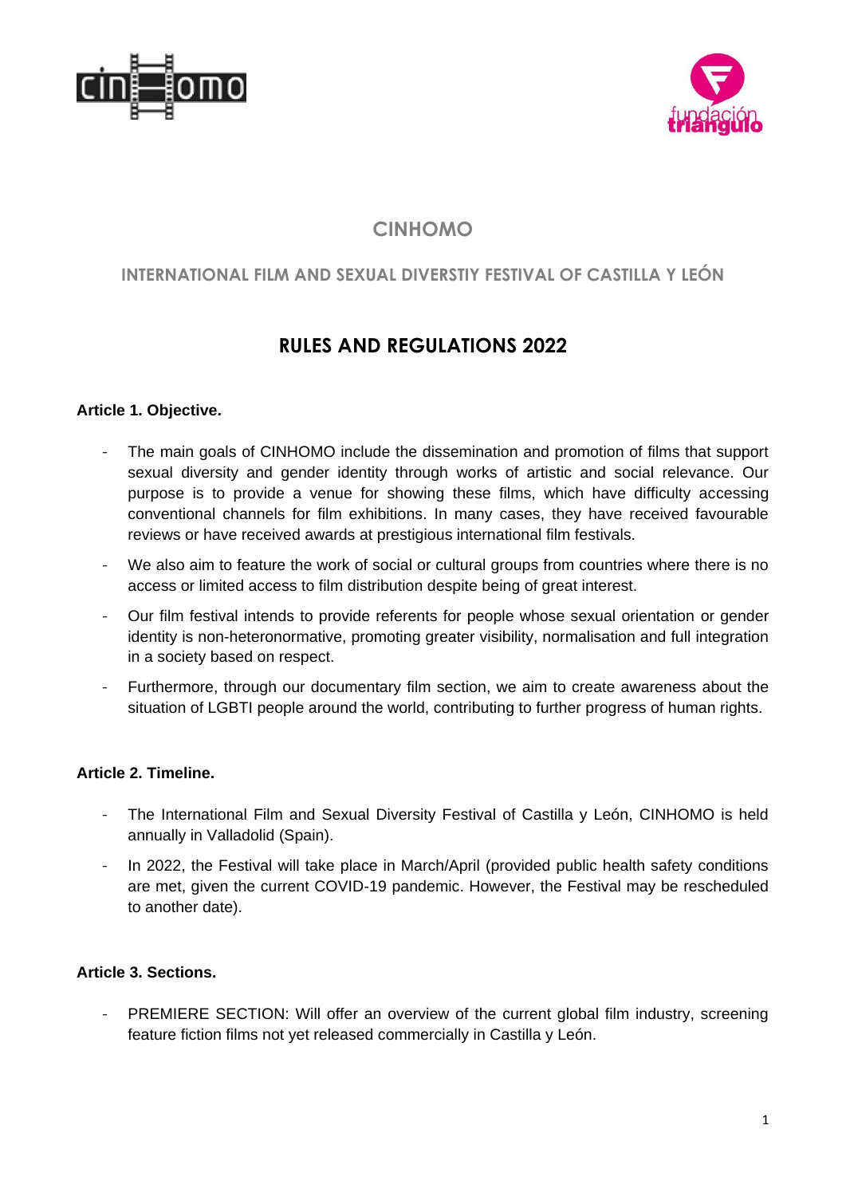# CINHOMO

## INTERNATIONAL FILM AND SEXUAL DIVERSTIY FESTIVAL OF CASTILLA Y LEÓN

## RULES AND REGULATIONS 2022

**Article 1. Objective.**

- The main goals of CINHOMO include the dissemination and promotion of films that support sexual diversity and gender identity through works of artistic and social relevance. Our purpose is to provide a venue for showing these films, which have difficulty accessing conventional channels for film exhibitions. In many cases, they have received favourable reviews or have received awards at prestigious international film festivals.
- We also aim to feature the work of social or cultural groups from countries where there is no access or limited access to film distribution despite being of great interest.
- Our film festival intends to provide referents for people whose sexual orientation or gender identity is non-heteronormative, promoting greater visibility, normalisation and full integration in a society based on respect.
- Furthermore, through our documentary film section, we aim to create awareness about the situation of LGBTI people around the world, contributing to further progress of human rights.

**Article 2. Timeline.**

- The International Film and Sexual Diversity Festival of Castilla y León, CINHOMO is held annually in Valladolid (Spain).
- In 2022, the Festival will take place in March/April (provided public health safety conditions are met, given the current COVID-19 pandemic. However, the Festival may be rescheduled to another date).

**Article 3. Sections.**

- PREMIERE SECTION: Will offer an overview of the current global film industry, screening feature fiction films not yet released commercially in Castilla y León.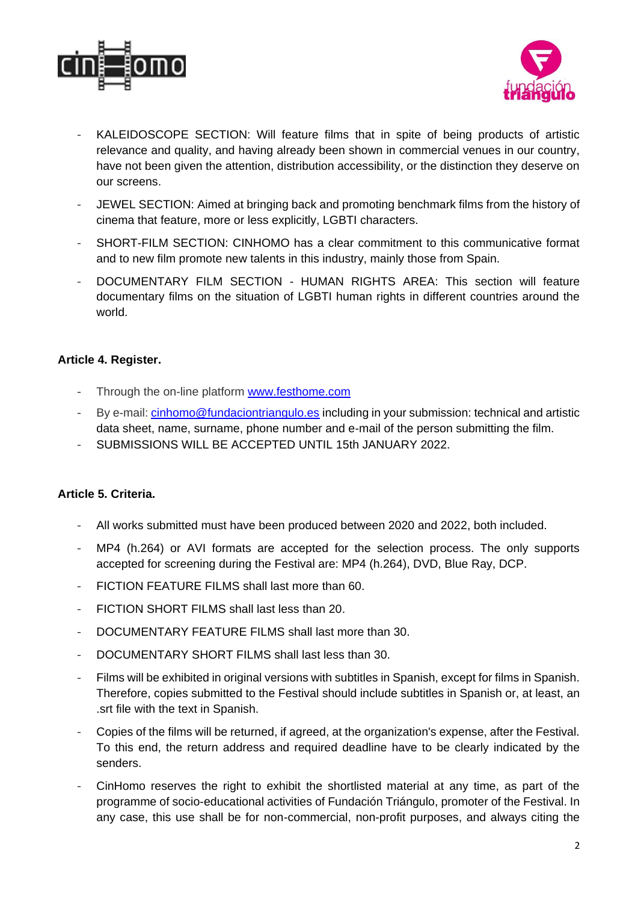- KALEIDOSCOPE SECTION: Will feature films that in spite of being products of artistic relevance and quality, and having already been shown in commercial venues in our country, have not been given the attention, distribution accessibility, or the distinction they deserve on our screens.
- JEWEL SECTION: Aimed at bringing back and promoting benchmark films from the history of cinema that feature, more or less explicitly, LGBTI characters.
- SHORT-FILM SECTION: CINHOMO has a clear commitment to this communicative format and to new film promote new talents in this industry, mainly those from Spain.
- DOCUMENTARY FILM SECTION - HUMAN RIGHTS AREA: This section will feature documentary films on the situation of LGBTI human rights in different countries around the world.

**Article 4. Register.**

- Through the on-line platform [www.festhome.com](www.festhome.com)
- By e-mail: [cinhomo@fundaciontriangulo.es](mailto:cinhomo@fundaciontriangulo.es) including in your submission: technical and artistic data sheet, name, surname, phone number and e-mail of the person submitting the film.
- SUBMISSIONS WILL BE ACCEPTED UNTIL 15th JANUARY 2022.

**Article 5. Criteria.**

- All works submitted must have been produced between 2020 and 2022, both included.
- MP4 (h.264) or AVI formats are accepted for the selection process. The only supports accepted for screening during the Festival are: MP4 (h.264), DVD, Blue Ray, DCP.
- FICTION FEATURE FILMS shall last more than 60.
- FICTION SHORT FILMS shall last less than 20.
- DOCUMENTARY FEATURE FILMS shall last more than 30.
- DOCUMENTARY SHORT FILMS shall last less than 30.
- Films will be exhibited in original versions with subtitles in Spanish, except for films in Spanish. Therefore, copies submitted to the Festival should include subtitles in Spanish or, at least, an .srt file with the text in Spanish.
- Copies of the films will be returned, if agreed, at the organization's expense, after the Festival. To this end, the return address and required deadline have to be clearly indicated by the senders.
- CinHomo reserves the right to exhibit the shortlisted material at any time, as part of the programme of socio-educational activities of Fundación Triángulo, promoter of the Festival. In any case, this use shall be for non-commercial, non-profit purposes, and always citing the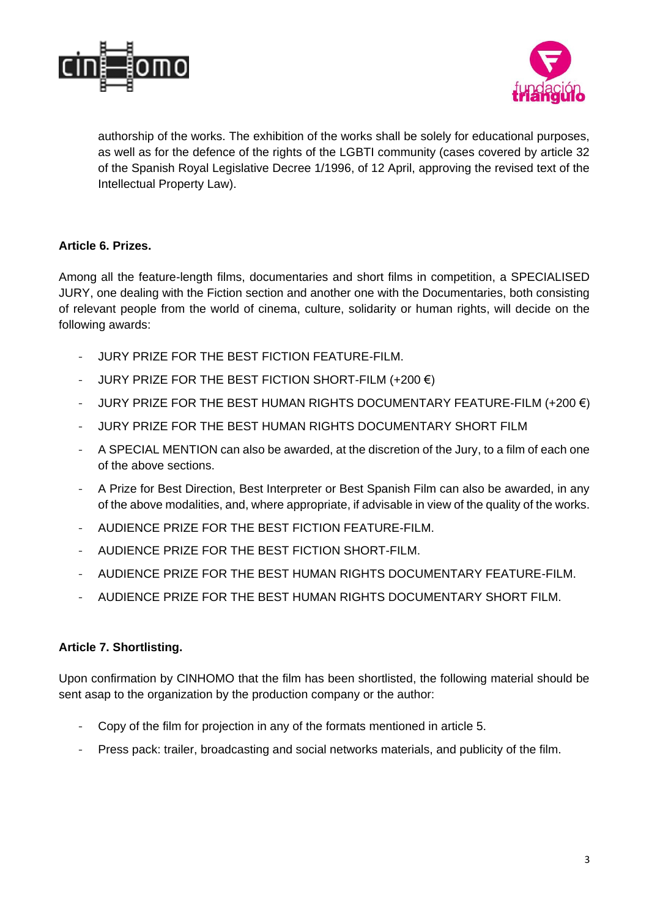authorship of the works. The exhibition of the works shall be solely for educational purposes, as well as for the defence of the rights of the LGBTI community (cases covered by article 32 of the Spanish Royal Legislative Decree 1/1996, of 12 April, approving the revised text of the Intellectual Property Law).

**Article 6. Prizes.**

Among all the feature-length films, documentaries and short films in competition, a SPECIALISED JURY, one dealing with the Fiction section and another one with the Documentaries, both consisting of relevant people from the world of cinema, culture, solidarity or human rights, will decide on the following awards:

- JURY PRIZE FOR THE BEST FICTION FEATURE-FILM.
- JURY PRIZE FOR THE BEST FICTION SHORT-FILM (+200 €)
- JURY PRIZE FOR THE BEST HUMAN RIGHTS DOCUMENTARY FEATURE-FILM (+200 €)
- JURY PRIZE FOR THE BEST HUMAN RIGHTS DOCUMENTARY SHORT FILM
- A SPECIAL MENTION can also be awarded, at the discretion of the Jury, to a film of each one of the above sections.
- A Prize for Best Direction, Best Interpreter or Best Spanish Film can also be awarded, in any of the above modalities, and, where appropriate, if advisable in view of the quality of the works.
- AUDIENCE PRIZE FOR THE BEST FICTION FEATURE-FILM.
- AUDIENCE PRIZE FOR THE BEST FICTION SHORT-FILM.
- AUDIENCE PRIZE FOR THE BEST HUMAN RIGHTS DOCUMENTARY FEATURE-FILM.
- AUDIENCE PRIZE FOR THE BEST HUMAN RIGHTS DOCUMENTARY SHORT FILM.

**Article 7. Shortlisting.**

Upon confirmation by CINHOMO that the film has been shortlisted, the following material should be sent asap to the organization by the production company or the author:

- Copy of the film for projection in any of the formats mentioned in article 5.
- Press pack: trailer, broadcasting and social networks materials, and publicity of the film.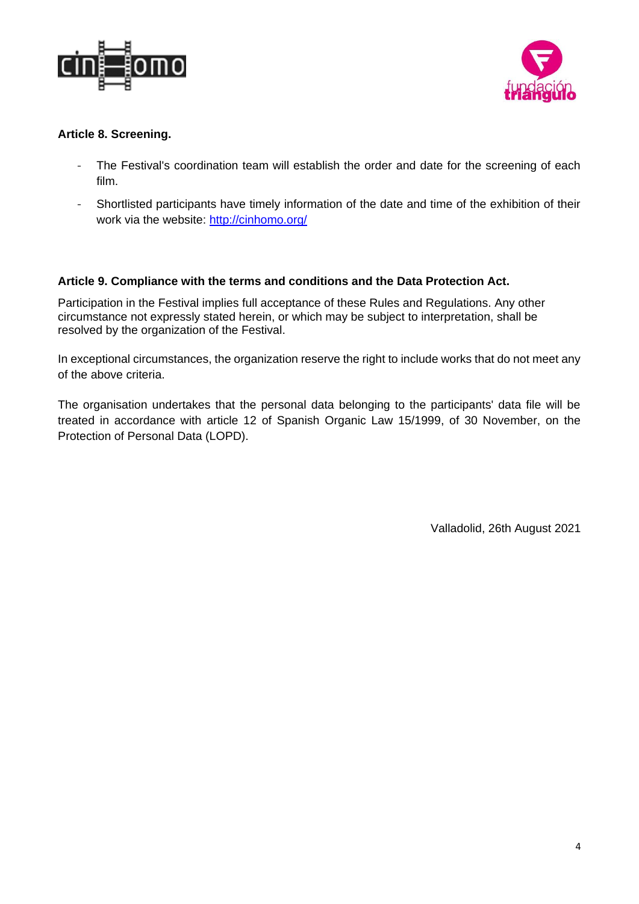**Article 8. Screening.**

- The Festival's coordination team will establish the order and date for the screening of each film.
- Shortlisted participants have timely information of the date and time of the exhibition of their work via the website: http://cinhomo.org/

**Article 9. Compliance with the terms and conditions and the Data Protection Act.**

Participation in the Festival implies full acceptance of these Rules and Regulations. Any other circumstance not expressly stated herein, or which may be subject to interpretation, shall be resolved by the organization of the Festival.

In exceptional circumstances, the organization reserve the right to include works that do not meet any of the above criteria.

The organisation undertakes that the personal data belonging to the participants' data file will be treated in accordance with article 12 of Spanish Organic Law 15/1999, of 30 November, on the Protection of Personal Data (LOPD).

Valladolid, 26th August 2021